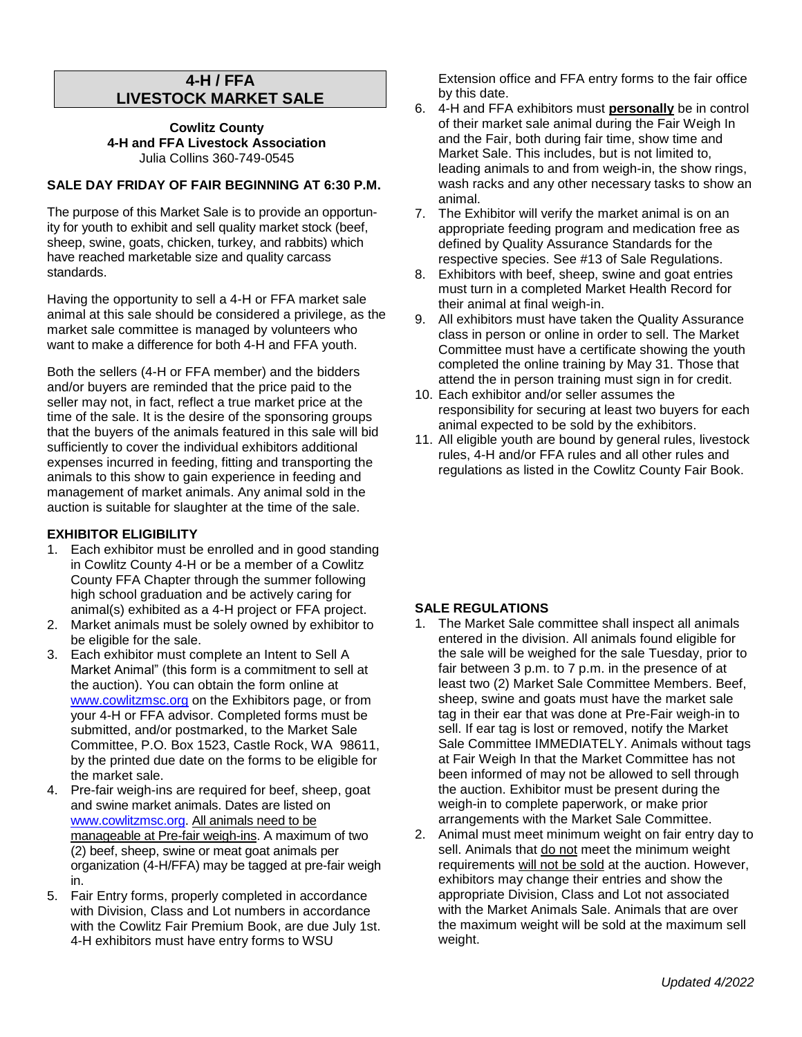# 4-H / FFA LIVESTOCK MARKET SALE

**Cowlitz County**
**4-H and FFA Livestock Association**
Julia Collins 360-749-0545

**SALE DAY FRIDAY OF FAIR BEGINNING AT 6:30 P.M.**

The purpose of this Market Sale is to provide an opportunity for youth to exhibit and sell quality market stock (beef, sheep, swine, goats, chicken, turkey, and rabbits) which have reached marketable size and quality carcass standards.

Having the opportunity to sell a 4-H or FFA market sale animal at this sale should be considered a privilege, as the market sale committee is managed by volunteers who want to make a difference for both 4-H and FFA youth.

Both the sellers (4-H or FFA member) and the bidders and/or buyers are reminded that the price paid to the seller may not, in fact, reflect a true market price at the time of the sale. It is the desire of the sponsoring groups that the buyers of the animals featured in this sale will bid sufficiently to cover the individual exhibitors additional expenses incurred in feeding, fitting and transporting the animals to this show to gain experience in feeding and management of market animals. Any animal sold in the auction is suitable for slaughter at the time of the sale.

**EXHIBITOR ELIGIBILITY**

1. Each exhibitor must be enrolled and in good standing in Cowlitz County 4-H or be a member of a Cowlitz County FFA Chapter through the summer following high school graduation and be actively caring for animal(s) exhibited as a 4-H project or FFA project.
2. Market animals must be solely owned by exhibitor to be eligible for the sale.
3. Each exhibitor must complete an Intent to Sell A Market Animal" (this form is a commitment to sell at the auction). You can obtain the form online at www.cowlitzmsc.org on the Exhibitors page, or from your 4-H or FFA advisor. Completed forms must be submitted, and/or postmarked, to the Market Sale Committee, P.O. Box 1523, Castle Rock, WA 98611, by the printed due date on the forms to be eligible for the market sale.
4. Pre-fair weigh-ins are required for beef, sheep, goat and swine market animals. Dates are listed on www.cowlitzmsc.org. <u>All animals need to be manageable at Pre-fair weigh-ins</u>. A maximum of two (2) beef, sheep, swine or meat goat animals per organization (4-H/FFA) may be tagged at pre-fair weigh in.
5. Fair Entry forms, properly completed in accordance with Division, Class and Lot numbers in accordance with the Cowlitz Fair Premium Book, are due July 1st. 4-H exhibitors must have entry forms to WSU Extension office and FFA entry forms to the fair office by this date.
6. 4-H and FFA exhibitors must **<u>personally</u>** be in control of their market sale animal during the Fair Weigh In and the Fair, both during fair time, show time and Market Sale. This includes, but is not limited to, leading animals to and from weigh-in, the show rings, wash racks and any other necessary tasks to show an animal.
7. The Exhibitor will verify the market animal is on an appropriate feeding program and medication free as defined by Quality Assurance Standards for the respective species. See #13 of Sale Regulations.
8. Exhibitors with beef, sheep, swine and goat entries must turn in a completed Market Health Record for their animal at final weigh-in.
9. All exhibitors must have taken the Quality Assurance class in person or online in order to sell. The Market Committee must have a certificate showing the youth completed the online training by May 31. Those that attend the in person training must sign in for credit.
10. Each exhibitor and/or seller assumes the responsibility for securing at least two buyers for each animal expected to be sold by the exhibitors.
11. All eligible youth are bound by general rules, livestock rules, 4-H and/or FFA rules and all other rules and regulations as listed in the Cowlitz County Fair Book.

**SALE REGULATIONS**

1. The Market Sale committee shall inspect all animals entered in the division. All animals found eligible for the sale will be weighed for the sale Tuesday, prior to fair between 3 p.m. to 7 p.m. in the presence of at least two (2) Market Sale Committee Members. Beef, sheep, swine and goats must have the market sale tag in their ear that was done at Pre-Fair weigh-in to sell. If ear tag is lost or removed, notify the Market Sale Committee IMMEDIATELY. Animals without tags at Fair Weigh In that the Market Committee has not been informed of may not be allowed to sell through the auction. Exhibitor must be present during the weigh-in to complete paperwork, or make prior arrangements with the Market Sale Committee.
2. Animal must meet minimum weight on fair entry day to sell. Animals that <u>do not</u> meet the minimum weight requirements <u>will not be sold</u> at the auction. However, exhibitors may change their entries and show the appropriate Division, Class and Lot not associated with the Market Animals Sale. Animals that are over the maximum weight will be sold at the maximum sell weight.

*Updated 4/2022*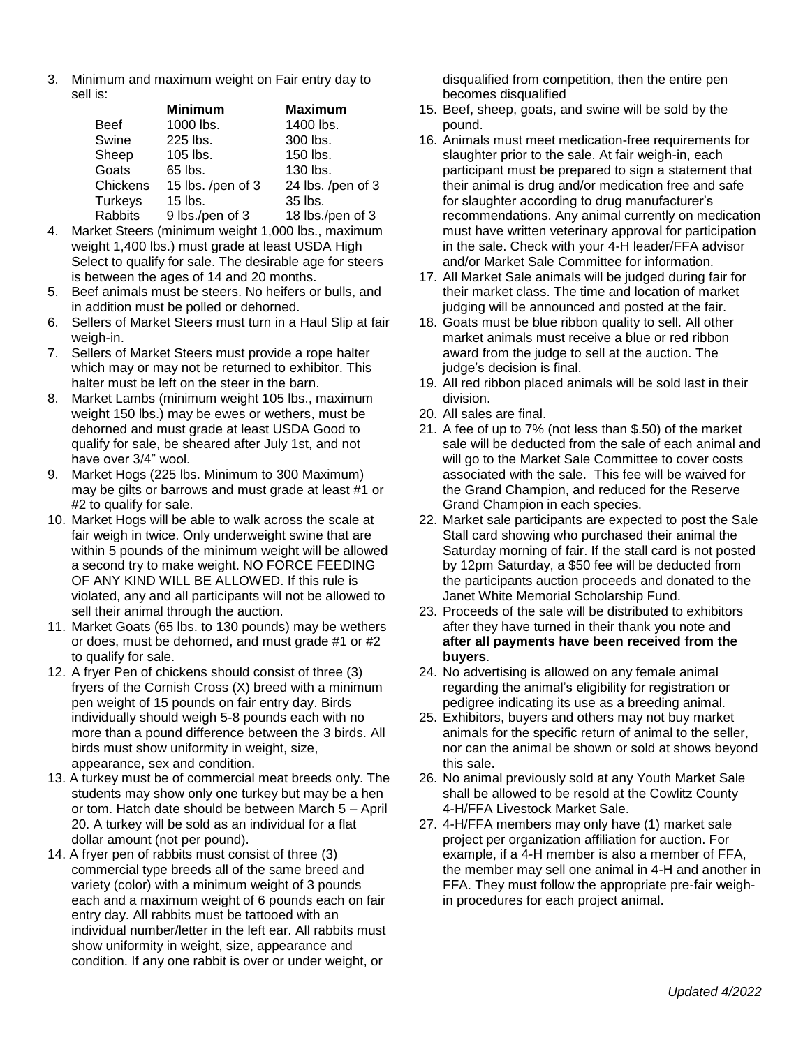3. Minimum and maximum weight on Fair entry day to sell is:

| | Minimum | Maximum |
|---|---|---|
| Beef | 1000 lbs. | 1400 lbs. |
| Swine | 225 lbs. | 300 lbs. |
| Sheep | 105 lbs. | 150 lbs. |
| Goats | 65 lbs. | 130 lbs. |
| Chickens | 15 lbs. /pen of 3 | 24 lbs. /pen of 3 |
| Turkeys | 15 lbs. | 35 lbs. |
| Rabbits | 9 lbs./pen of 3 | 18 lbs./pen of 3 |

4. Market Steers (minimum weight 1,000 lbs., maximum weight 1,400 lbs.) must grade at least USDA High Select to qualify for sale. The desirable age for steers is between the ages of 14 and 20 months.
5. Beef animals must be steers. No heifers or bulls, and in addition must be polled or dehorned.
6. Sellers of Market Steers must turn in a Haul Slip at fair weigh-in.
7. Sellers of Market Steers must provide a rope halter which may or may not be returned to exhibitor. This halter must be left on the steer in the barn.
8. Market Lambs (minimum weight 105 lbs., maximum weight 150 lbs.) may be ewes or wethers, must be dehorned and must grade at least USDA Good to qualify for sale, be sheared after July 1st, and not have over 3/4" wool.
9. Market Hogs (225 lbs. Minimum to 300 Maximum) may be gilts or barrows and must grade at least #1 or #2 to qualify for sale.
10. Market Hogs will be able to walk across the scale at fair weigh in twice. Only underweight swine that are within 5 pounds of the minimum weight will be allowed a second try to make weight. NO FORCE FEEDING OF ANY KIND WILL BE ALLOWED. If this rule is violated, any and all participants will not be allowed to sell their animal through the auction.
11. Market Goats (65 lbs. to 130 pounds) may be wethers or does, must be dehorned, and must grade #1 or #2 to qualify for sale.
12. A fryer Pen of chickens should consist of three (3) fryers of the Cornish Cross (X) breed with a minimum pen weight of 15 pounds on fair entry day. Birds individually should weigh 5-8 pounds each with no more than a pound difference between the 3 birds. All birds must show uniformity in weight, size, appearance, sex and condition.
13. A turkey must be of commercial meat breeds only. The students may show only one turkey but may be a hen or tom. Hatch date should be between March 5 – April 20. A turkey will be sold as an individual for a flat dollar amount (not per pound).
14. A fryer pen of rabbits must consist of three (3) commercial type breeds all of the same breed and variety (color) with a minimum weight of 3 pounds each and a maximum weight of 6 pounds each on fair entry day. All rabbits must be tattooed with an individual number/letter in the left ear. All rabbits must show uniformity in weight, size, appearance and condition. If any one rabbit is over or under weight, or disqualified from competition, then the entire pen becomes disqualified
15. Beef, sheep, goats, and swine will be sold by the pound.
16. Animals must meet medication-free requirements for slaughter prior to the sale. At fair weigh-in, each participant must be prepared to sign a statement that their animal is drug and/or medication free and safe for slaughter according to drug manufacturer's recommendations. Any animal currently on medication must have written veterinary approval for participation in the sale. Check with your 4-H leader/FFA advisor and/or Market Sale Committee for information.
17. All Market Sale animals will be judged during fair for their market class. The time and location of market judging will be announced and posted at the fair.
18. Goats must be blue ribbon quality to sell. All other market animals must receive a blue or red ribbon award from the judge to sell at the auction. The judge's decision is final.
19. All red ribbon placed animals will be sold last in their division.
20. All sales are final.
21. A fee of up to 7% (not less than $.50) of the market sale will be deducted from the sale of each animal and will go to the Market Sale Committee to cover costs associated with the sale. This fee will be waived for the Grand Champion, and reduced for the Reserve Grand Champion in each species.
22. Market sale participants are expected to post the Sale Stall card showing who purchased their animal the Saturday morning of fair. If the stall card is not posted by 12pm Saturday, a $50 fee will be deducted from the participants auction proceeds and donated to the Janet White Memorial Scholarship Fund.
23. Proceeds of the sale will be distributed to exhibitors after they have turned in their thank you note and **after all payments have been received from the buyers**.
24. No advertising is allowed on any female animal regarding the animal's eligibility for registration or pedigree indicating its use as a breeding animal.
25. Exhibitors, buyers and others may not buy market animals for the specific return of animal to the seller, nor can the animal be shown or sold at shows beyond this sale.
26. No animal previously sold at any Youth Market Sale shall be allowed to be resold at the Cowlitz County 4-H/FFA Livestock Market Sale.
27. 4-H/FFA members may only have (1) market sale project per organization affiliation for auction. For example, if a 4-H member is also a member of FFA, the member may sell one animal in 4-H and another in FFA. They must follow the appropriate pre-fair weigh-in procedures for each project animal.

*Updated 4/2022*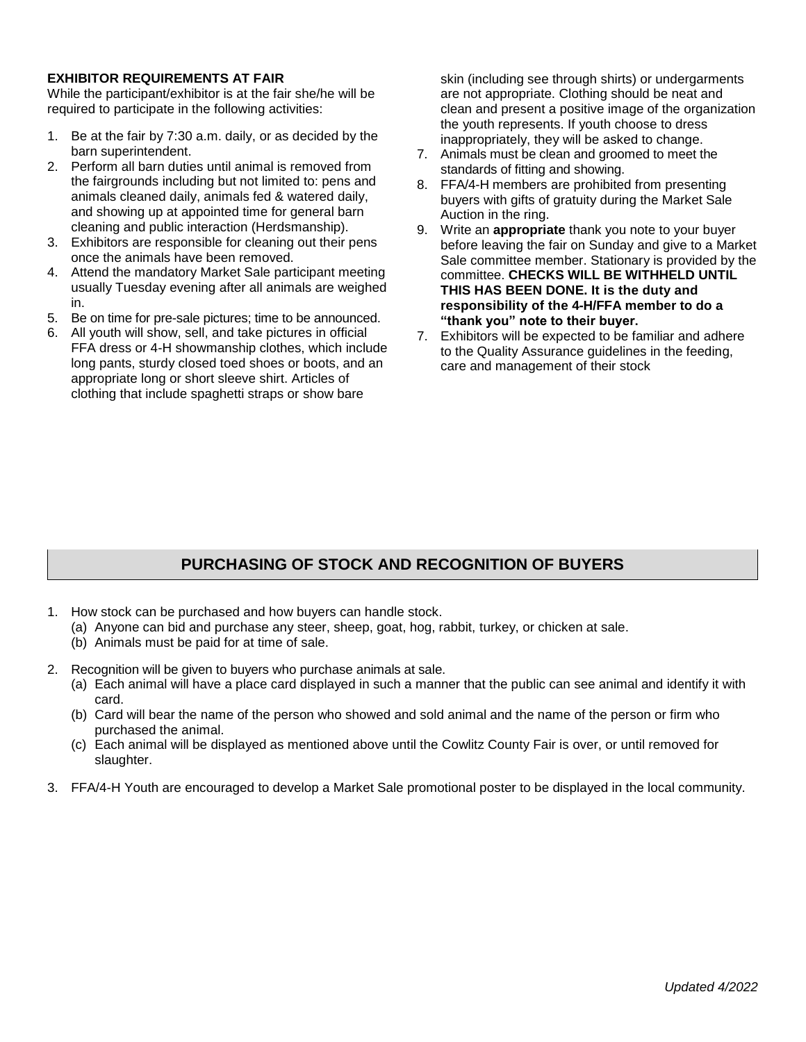**EXHIBITOR REQUIREMENTS AT FAIR**

While the participant/exhibitor is at the fair she/he will be required to participate in the following activities:

1. Be at the fair by 7:30 a.m. daily, or as decided by the barn superintendent.
2. Perform all barn duties until animal is removed from the fairgrounds including but not limited to: pens and animals cleaned daily, animals fed & watered daily, and showing up at appointed time for general barn cleaning and public interaction (Herdsmanship).
3. Exhibitors are responsible for cleaning out their pens once the animals have been removed.
4. Attend the mandatory Market Sale participant meeting usually Tuesday evening after all animals are weighed in.
5. Be on time for pre-sale pictures; time to be announced.
6. All youth will show, sell, and take pictures in official FFA dress or 4-H showmanship clothes, which include long pants, sturdy closed toed shoes or boots, and an appropriate long or short sleeve shirt. Articles of clothing that include spaghetti straps or show bare skin (including see through shirts) or undergarments are not appropriate. Clothing should be neat and clean and present a positive image of the organization the youth represents. If youth choose to dress inappropriately, they will be asked to change.
7. Animals must be clean and groomed to meet the standards of fitting and showing.
8. FFA/4-H members are prohibited from presenting buyers with gifts of gratuity during the Market Sale Auction in the ring.
9. Write an **appropriate** thank you note to your buyer before leaving the fair on Sunday and give to a Market Sale committee member. Stationary is provided by the committee. **CHECKS WILL BE WITHHELD UNTIL THIS HAS BEEN DONE. It is the duty and responsibility of the 4-H/FFA member to do a "thank you" note to their buyer.**
7. Exhibitors will be expected to be familiar and adhere to the Quality Assurance guidelines in the feeding, care and management of their stock

## PURCHASING OF STOCK AND RECOGNITION OF BUYERS

1. How stock can be purchased and how buyers can handle stock.
   (a) Anyone can bid and purchase any steer, sheep, goat, hog, rabbit, turkey, or chicken at sale.
   (b) Animals must be paid for at time of sale.

2. Recognition will be given to buyers who purchase animals at sale.
   (a) Each animal will have a place card displayed in such a manner that the public can see animal and identify it with card.
   (b) Card will bear the name of the person who showed and sold animal and the name of the person or firm who purchased the animal.
   (c) Each animal will be displayed as mentioned above until the Cowlitz County Fair is over, or until removed for slaughter.

3. FFA/4-H Youth are encouraged to develop a Market Sale promotional poster to be displayed in the local community.

*Updated 4/2022*